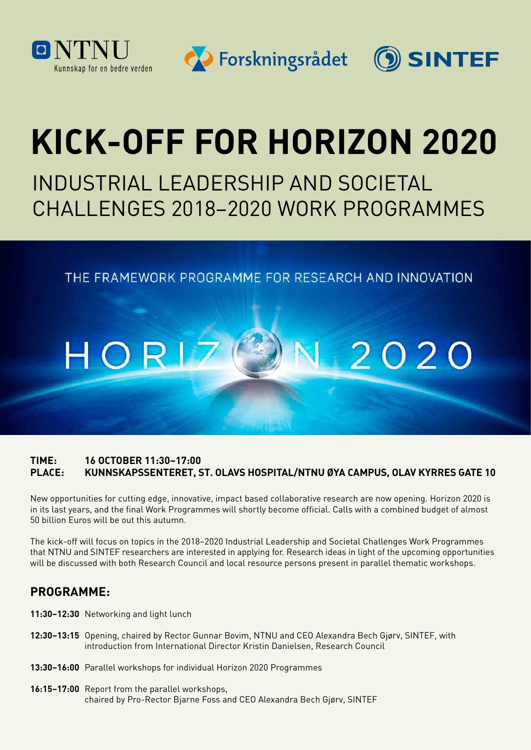NTNU
Kunnskap for en bedre verden

Forskningsrådet

SINTEF

# KICK-OFF FOR HORIZON 2020

## INDUSTRIAL LEADERSHIP AND SOCIETAL CHALLENGES 2018–2020 WORK PROGRAMMES

THE FRAMEWORK PROGRAMME FOR RESEARCH AND INNOVATION

HORIZON 2020

**TIME:** **16 OCTOBER 11:30–17:00**
**PLACE:** **KUNNSKAPSSENTERET, ST. OLAVS HOSPITAL/NTNU ØYA CAMPUS, OLAV KYRRES GATE 10**

New opportunities for cutting edge, innovative, impact based collaborative research are now opening. Horizon 2020 is in its last years, and the final Work Programmes will shortly become official. Calls with a combined budget of almost 50 billion Euros will be out this autumn.

The kick-off will focus on topics in the 2018–2020 Industrial Leadership and Societal Challenges Work Programmes that NTNU and SINTEF researchers are interested in applying for. Research ideas in light of the upcoming opportunities will be discussed with both Research Council and local resource persons present in parallel thematic workshops.

## PROGRAMME:

**11:30–12:30** Networking and light lunch

**12:30–13:15** Opening, chaired by Rector Gunnar Bovim, NTNU and CEO Alexandra Bech Gjørv, SINTEF, with introduction from International Director Kristin Danielsen, Research Council

**13:30–16:00** Parallel workshops for individual Horizon 2020 Programmes

**16:15–17:00** Report from the parallel workshops, chaired by Pro-Rector Bjarne Foss and CEO Alexandra Bech Gjørv, SINTEF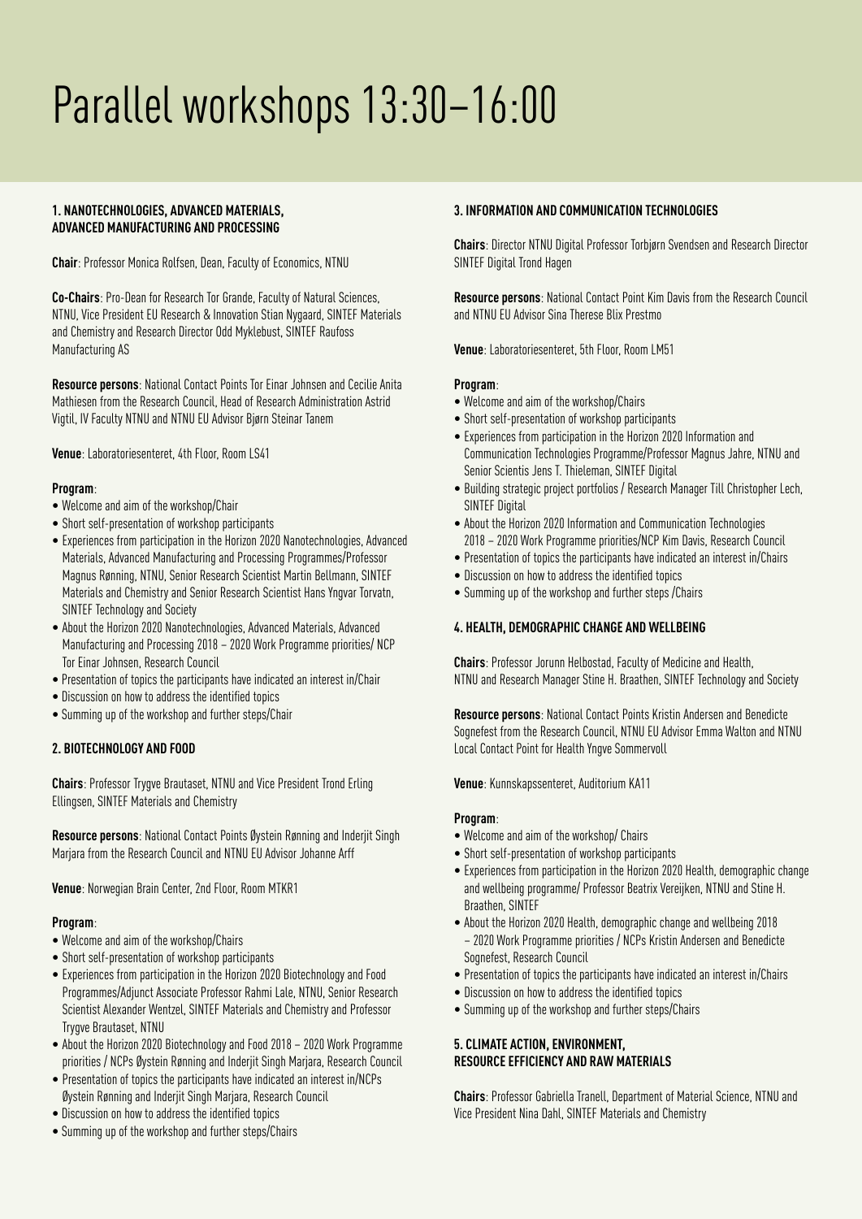# Parallel workshops 13:30–16:00

### 1. NANOTECHNOLOGIES, ADVANCED MATERIALS, ADVANCED MANUFACTURING AND PROCESSING

**Chair**: Professor Monica Rolfsen, Dean, Faculty of Economics, NTNU

**Co-Chairs**: Pro-Dean for Research Tor Grande, Faculty of Natural Sciences, NTNU, Vice President EU Research & Innovation Stian Nygaard, SINTEF Materials and Chemistry and Research Director Odd Myklebust, SINTEF Raufoss Manufacturing AS

**Resource persons**: National Contact Points Tor Einar Johnsen and Cecilie Anita Mathiesen from the Research Council, Head of Research Administration Astrid Vigtil, IV Faculty NTNU and NTNU EU Advisor Bjørn Steinar Tanem

**Venue**: Laboratoriesenteret, 4th Floor, Room LS41

**Program**:

- Welcome and aim of the workshop/Chair
- Short self-presentation of workshop participants
- Experiences from participation in the Horizon 2020 Nanotechnologies, Advanced Materials, Advanced Manufacturing and Processing Programmes/Professor Magnus Rønning, NTNU, Senior Research Scientist Martin Bellmann, SINTEF Materials and Chemistry and Senior Research Scientist Hans Yngvar Torvatn, SINTEF Technology and Society
- About the Horizon 2020 Nanotechnologies, Advanced Materials, Advanced Manufacturing and Processing 2018 – 2020 Work Programme priorities/ NCP Tor Einar Johnsen, Research Council
- Presentation of topics the participants have indicated an interest in/Chair
- Discussion on how to address the identified topics
- Summing up of the workshop and further steps/Chair

### 2. BIOTECHNOLOGY AND FOOD

**Chairs**: Professor Trygve Brautaset, NTNU and Vice President Trond Erling Ellingsen, SINTEF Materials and Chemistry

**Resource persons**: National Contact Points Øystein Rønning and Inderjit Singh Marjara from the Research Council and NTNU EU Advisor Johanne Arff

**Venue**: Norwegian Brain Center, 2nd Floor, Room MTKR1

**Program**:

- Welcome and aim of the workshop/Chairs
- Short self-presentation of workshop participants
- Experiences from participation in the Horizon 2020 Biotechnology and Food Programmes/Adjunct Associate Professor Rahmi Lale, NTNU, Senior Research Scientist Alexander Wentzel, SINTEF Materials and Chemistry and Professor Trygve Brautaset, NTNU
- About the Horizon 2020 Biotechnology and Food 2018 – 2020 Work Programme priorities / NCPs Øystein Rønning and Inderjit Singh Marjara, Research Council
- Presentation of topics the participants have indicated an interest in/NCPs Øystein Rønning and Inderjit Singh Marjara, Research Council
- Discussion on how to address the identified topics
- Summing up of the workshop and further steps/Chairs

### 3. INFORMATION AND COMMUNICATION TECHNOLOGIES

**Chairs**: Director NTNU Digital Professor Torbjørn Svendsen and Research Director SINTEF Digital Trond Hagen

**Resource persons**: National Contact Point Kim Davis from the Research Council and NTNU EU Advisor Sina Therese Blix Prestmo

**Venue**: Laboratoriesenteret, 5th Floor, Room LM51

**Program**:

- Welcome and aim of the workshop/Chairs
- Short self-presentation of workshop participants
- Experiences from participation in the Horizon 2020 Information and Communication Technologies Programme/Professor Magnus Jahre, NTNU and Senior Scientis Jens T. Thieleman, SINTEF Digital
- Building strategic project portfolios / Research Manager Till Christopher Lech, SINTEF Digital
- About the Horizon 2020 Information and Communication Technologies 2018 – 2020 Work Programme priorities/NCP Kim Davis, Research Council
- Presentation of topics the participants have indicated an interest in/Chairs
- Discussion on how to address the identified topics
- Summing up of the workshop and further steps /Chairs

### 4. HEALTH, DEMOGRAPHIC CHANGE AND WELLBEING

**Chairs**: Professor Jorunn Helbostad, Faculty of Medicine and Health, NTNU and Research Manager Stine H. Braathen, SINTEF Technology and Society

**Resource persons**: National Contact Points Kristin Andersen and Benedicte Sognefest from the Research Council, NTNU EU Advisor Emma Walton and NTNU Local Contact Point for Health Yngve Sommervoll

**Venue**: Kunnskapssenteret, Auditorium KA11

**Program**:

- Welcome and aim of the workshop/ Chairs
- Short self-presentation of workshop participants
- Experiences from participation in the Horizon 2020 Health, demographic change and wellbeing programme/ Professor Beatrix Vereijken, NTNU and Stine H. Braathen, SINTEF
- About the Horizon 2020 Health, demographic change and wellbeing 2018 – 2020 Work Programme priorities / NCPs Kristin Andersen and Benedicte Sognefest, Research Council
- Presentation of topics the participants have indicated an interest in/Chairs
- Discussion on how to address the identified topics
- Summing up of the workshop and further steps/Chairs

### 5. CLIMATE ACTION, ENVIRONMENT, RESOURCE EFFICIENCY AND RAW MATERIALS

**Chairs**: Professor Gabriella Tranell, Department of Material Science, NTNU and Vice President Nina Dahl, SINTEF Materials and Chemistry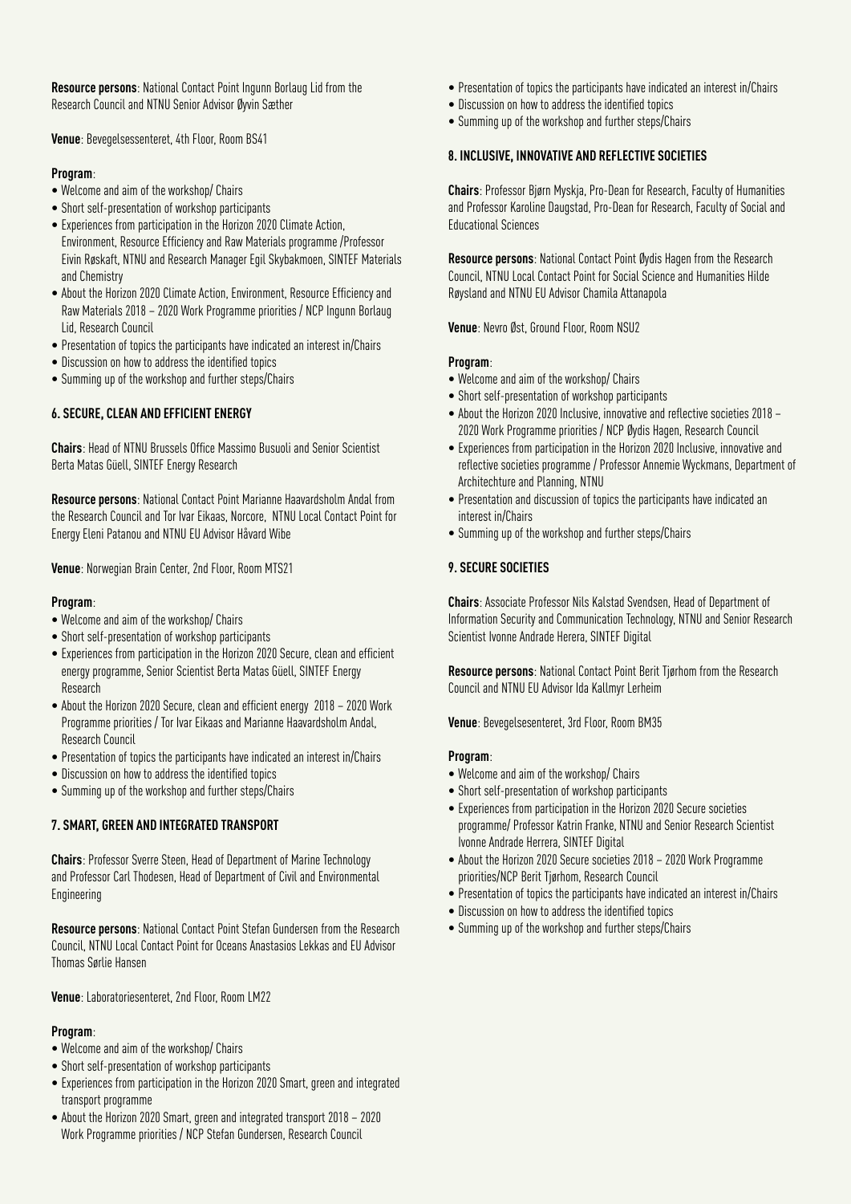**Resource persons**: National Contact Point Ingunn Borlaug Lid from the Research Council and NTNU Senior Advisor Øyvin Sæther

**Venue**: Bevegelsessenteret, 4th Floor, Room BS41

**Program**:

- Welcome and aim of the workshop/ Chairs
- Short self-presentation of workshop participants
- Experiences from participation in the Horizon 2020 Climate Action, Environment, Resource Efficiency and Raw Materials programme /Professor Eivin Røskaft, NTNU and Research Manager Egil Skybakmoen, SINTEF Materials and Chemistry
- About the Horizon 2020 Climate Action, Environment, Resource Efficiency and Raw Materials 2018 – 2020 Work Programme priorities / NCP Ingunn Borlaug Lid, Research Council
- Presentation of topics the participants have indicated an interest in/Chairs
- Discussion on how to address the identified topics
- Summing up of the workshop and further steps/Chairs

## 6. SECURE, CLEAN AND EFFICIENT ENERGY

**Chairs**: Head of NTNU Brussels Office Massimo Busuoli and Senior Scientist Berta Matas Güell, SINTEF Energy Research

**Resource persons**: National Contact Point Marianne Haavardsholm Andal from the Research Council and Tor Ivar Eikaas, Norcore, NTNU Local Contact Point for Energy Eleni Patanou and NTNU EU Advisor Håvard Wibe

**Venue**: Norwegian Brain Center, 2nd Floor, Room MTS21

**Program**:

- Welcome and aim of the workshop/ Chairs
- Short self-presentation of workshop participants
- Experiences from participation in the Horizon 2020 Secure, clean and efficient energy programme, Senior Scientist Berta Matas Güell, SINTEF Energy Research
- About the Horizon 2020 Secure, clean and efficient energy 2018 – 2020 Work Programme priorities / Tor Ivar Eikaas and Marianne Haavardsholm Andal, Research Council
- Presentation of topics the participants have indicated an interest in/Chairs
- Discussion on how to address the identified topics
- Summing up of the workshop and further steps/Chairs

## 7. SMART, GREEN AND INTEGRATED TRANSPORT

**Chairs**: Professor Sverre Steen, Head of Department of Marine Technology and Professor Carl Thodesen, Head of Department of Civil and Environmental Engineering

**Resource persons**: National Contact Point Stefan Gundersen from the Research Council, NTNU Local Contact Point for Oceans Anastasios Lekkas and EU Advisor Thomas Sørlie Hansen

**Venue**: Laboratoriesenteret, 2nd Floor, Room LM22

**Program**:

- Welcome and aim of the workshop/ Chairs
- Short self-presentation of workshop participants
- Experiences from participation in the Horizon 2020 Smart, green and integrated transport programme
- About the Horizon 2020 Smart, green and integrated transport 2018 – 2020 Work Programme priorities / NCP Stefan Gundersen, Research Council
- Presentation of topics the participants have indicated an interest in/Chairs
- Discussion on how to address the identified topics
- Summing up of the workshop and further steps/Chairs

## 8. INCLUSIVE, INNOVATIVE AND REFLECTIVE SOCIETIES

**Chairs**: Professor Bjørn Myskja, Pro-Dean for Research, Faculty of Humanities and Professor Karoline Daugstad, Pro-Dean for Research, Faculty of Social and Educational Sciences

**Resource persons**: National Contact Point Øydis Hagen from the Research Council, NTNU Local Contact Point for Social Science and Humanities Hilde Røysland and NTNU EU Advisor Chamila Attanapola

**Venue**: Nevro Øst, Ground Floor, Room NSU2

**Program**:

- Welcome and aim of the workshop/ Chairs
- Short self-presentation of workshop participants
- About the Horizon 2020 Inclusive, innovative and reflective societies 2018 – 2020 Work Programme priorities / NCP Øydis Hagen, Research Council
- Experiences from participation in the Horizon 2020 Inclusive, innovative and reflective societies programme / Professor Annemie Wyckmans, Department of Architechture and Planning, NTNU
- Presentation and discussion of topics the participants have indicated an interest in/Chairs
- Summing up of the workshop and further steps/Chairs

## 9. SECURE SOCIETIES

**Chairs**: Associate Professor Nils Kalstad Svendsen, Head of Department of Information Security and Communication Technology, NTNU and Senior Research Scientist Ivonne Andrade Herera, SINTEF Digital

**Resource persons**: National Contact Point Berit Tjørhom from the Research Council and NTNU EU Advisor Ida Kallmyr Lerheim

**Venue**: Bevegelsesenteret, 3rd Floor, Room BM35

**Program**:

- Welcome and aim of the workshop/ Chairs
- Short self-presentation of workshop participants
- Experiences from participation in the Horizon 2020 Secure societies programme/ Professor Katrin Franke, NTNU and Senior Research Scientist Ivonne Andrade Herrera, SINTEF Digital
- About the Horizon 2020 Secure societies 2018 – 2020 Work Programme priorities/NCP Berit Tjørhom, Research Council
- Presentation of topics the participants have indicated an interest in/Chairs
- Discussion on how to address the identified topics
- Summing up of the workshop and further steps/Chairs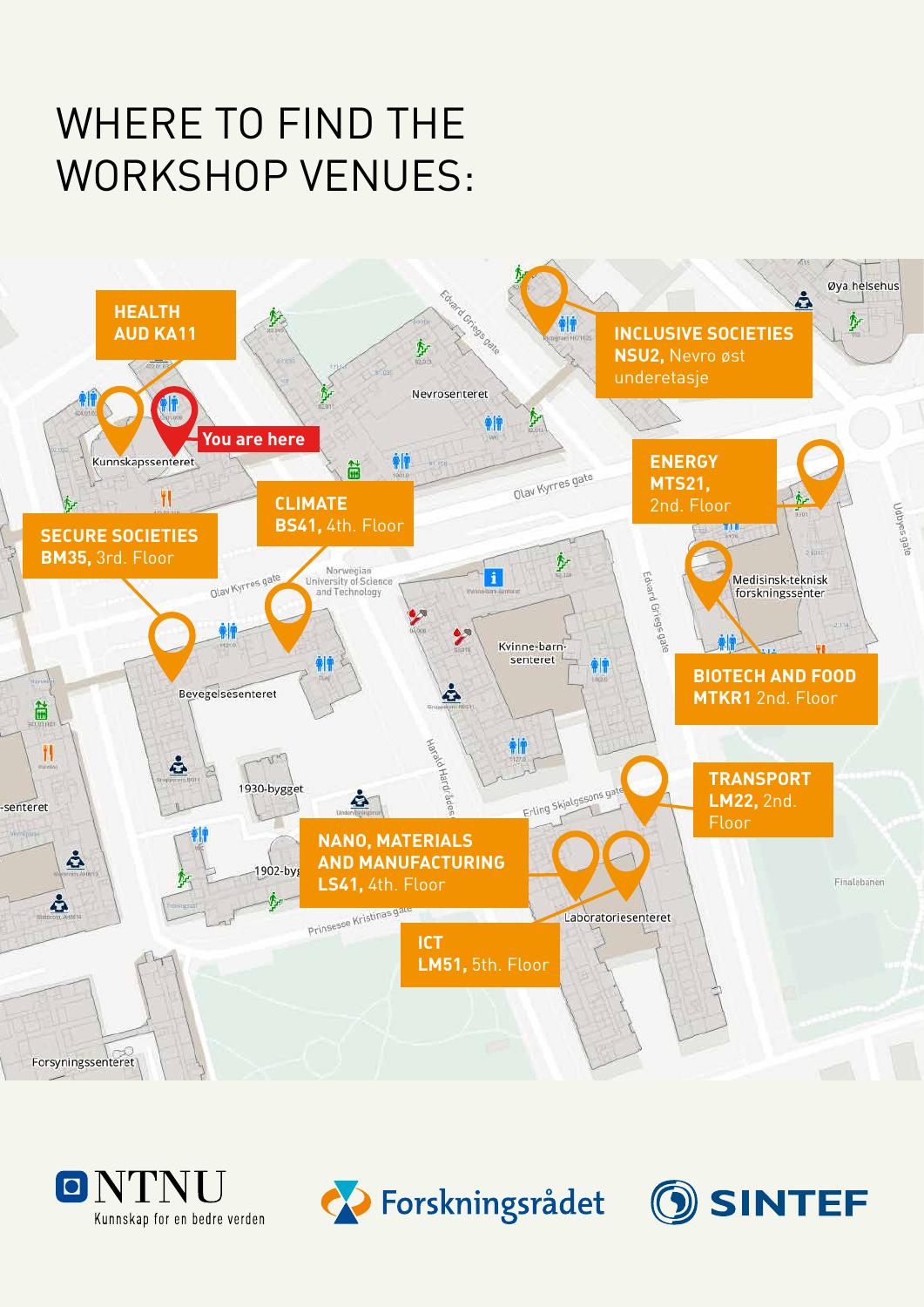# WHERE TO FIND THE WORKSHOP VENUES:

**HEALTH**
**AUD KA11**

You are here

**INCLUSIVE SOCIETIES**
**NSU2,** Nevro øst underetasje

**CLIMATE**
**BS41,** 4th. Floor

**ENERGY**
**MTS21,** 2nd. Floor

**SECURE SOCIETIES**
**BM35,** 3rd. Floor

**BIOTECH AND FOOD**
**MTKR1** 2nd. Floor

**TRANSPORT**
**LM22,** 2nd. Floor

**NANO, MATERIALS AND MANUFACTURING**
**LS41,** 4th. Floor

**ICT**
**LM51,** 5th. Floor

Kunnskapssenteret

Nevrosenteret

Øya helsehus

Olav Kyrres gate

Edvard Griegs gate

Udbyes gate

Medisinsk-teknisk forskningssenter

Norwegian University of Science and Technology

Kvinne-barn-senteret

Bevegelsesenteret

1930-bygget

1902-bygget

Harald Hårfagres gate

Erling Skjalgssons gate

Prinsesse Kristinas gate

Laboratoriesenteret

Finalebanen

Forsyningssenteret

NTNU
Kunnskap for en bedre verden

Forskningsrådet

SINTEF